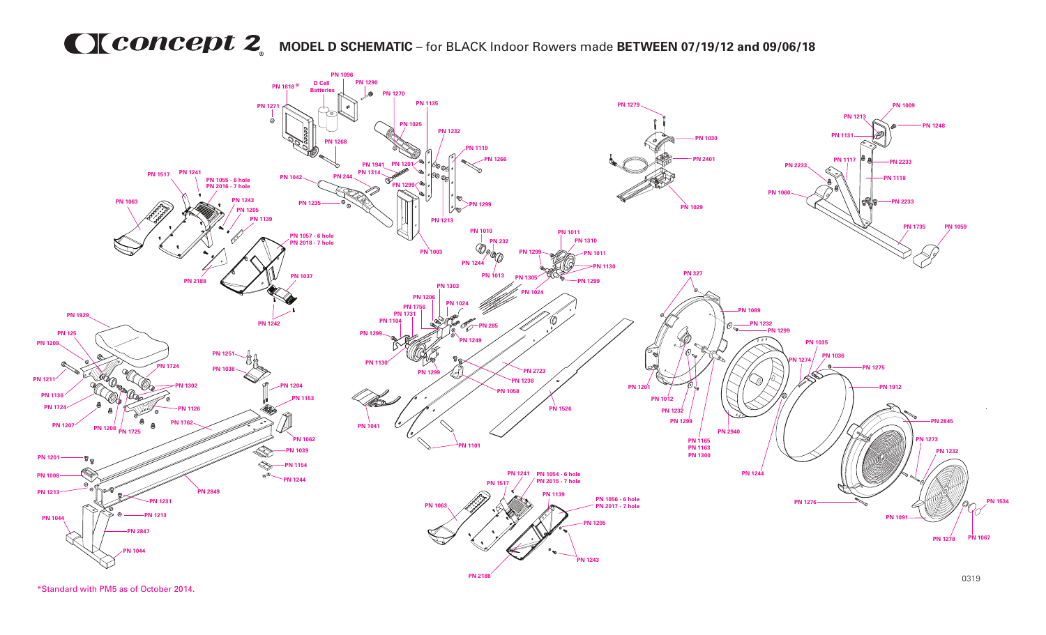# Concept 2 — MODEL D SCHEMATIC – for BLACK Indoor Rowers made BETWEEN 07/19/12 and 09/06/18

PN 1096
D Cell Batteries
PN 1290
PN 1818*
PN 1270
PN 1271
PN 1135
PN 1025
PN 1232
PN 1268
PN 1119
PN 1266
PN 1941
PN 1314
PN 1201
PN 1517
PN 1241
PN 1055 - 6 hole
PN 2016 - 7 hole
PN 1042
PN 244
PN 1299
PN 1063
PN 1243
PN 1205
PN 1235
PN 1299
PN 1139
PN 1213
PN 1057 - 6 hole
PN 2018 - 7 hole
PN 1003
PN 1010
PN 232
PN 1011
PN 1310
PN 1299
PN 1011
PN 1244
PN 1130
PN 1013
PN 1305
PN 1299
PN 1037
PN 2188
PN 1024
PN 1303
PN 1206
PN 1024
PN 1756
PN 1731
PN 1929
PN 1104
PN 1242
PN 285
PN 125
PN 1299
PN 1249
PN 1209
PN 1251
PN 1130
PN 1724
PN 1038
PN 2723
PN 1299
PN 1211
PN 1238
PN 1302
PN 1204
PN 1058
PN 1136
PN 1153
PN 1724
PN 1126
PN 1041
PN 1526
PN 1207
PN 1208
PN 1725
PN 1762
PN 1062
PN 1101
PN 1039
PN 1201
PN 1154
PN 1008
PN 1244
PN 2849
PN 1213
PN 1231
PN 1213
PN 1044
PN 2847
PN 1044
PN 1241
PN 1054 - 6 hole
PN 2015 - 7 hole
PN 1517
PN 1139
PN 1063
PN 1056 - 6 hole
PN 2017 - 7 hole
PN 1205
PN 1243
PN 2188
PN 1279
PN 1030
PN 2401
PN 1029
PN 1009
PN 1213
PN 1248
PN 1131
PN 2233
PN 1117
PN 2233
PN 1118
PN 1060
PN 2233
PN 1735
PN 1059
PN 327
PN 1089
PN 1232
PN 1299
PN 1035
PN 1274
PN 1036
PN 1275
PN 1201
PN 1012
PN 1912
PN 1232
PN 1299
PN 2845
PN 2940
PN 1165
PN 1163
PN 1300
PN 1273
PN 1232
PN 1244
PN 1276
PN 1534
PN 1091
PN 1278
PN 1067

*Standard with PM5 as of October 2014.

0319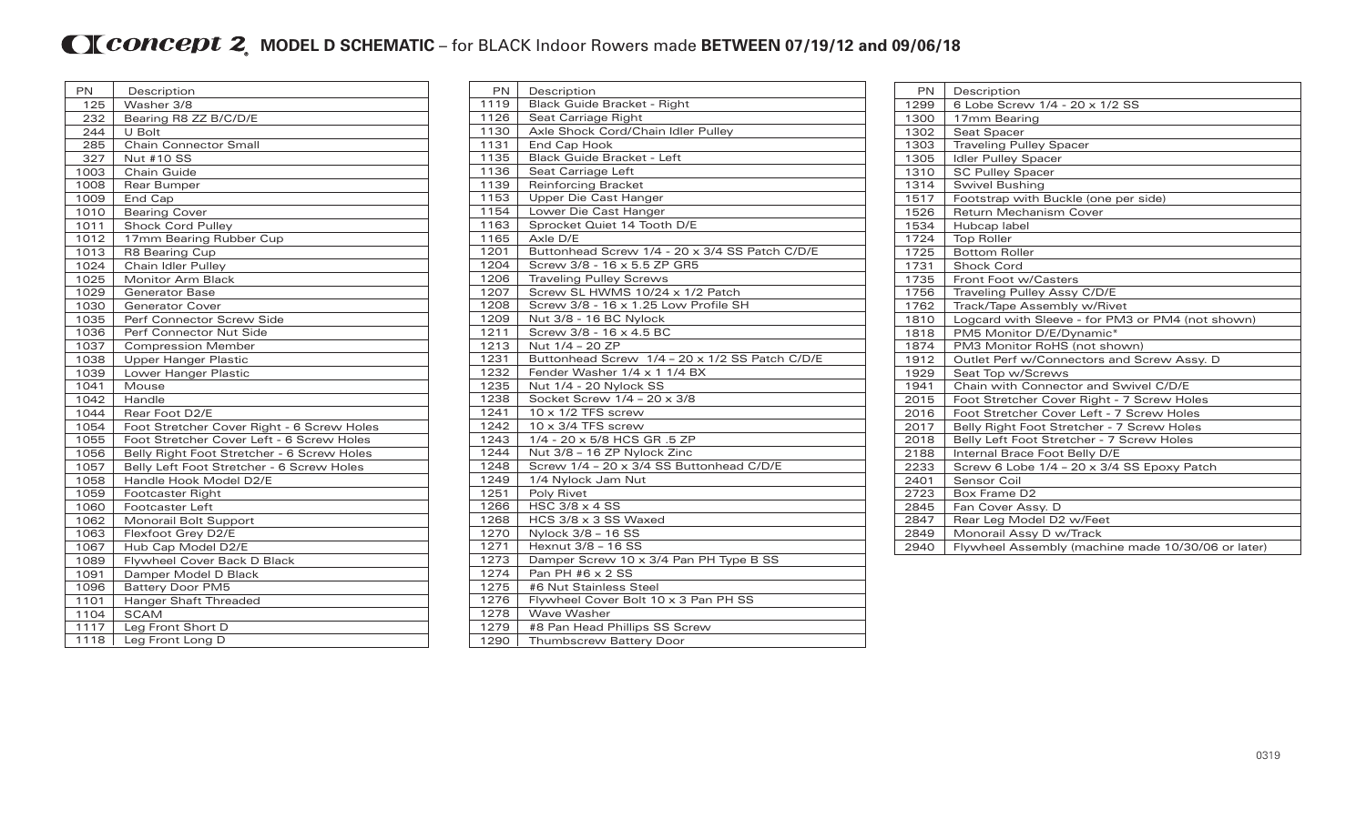# Concept 2 MODEL D SCHEMATIC – for BLACK Indoor Rowers made BETWEEN 07/19/12 and 09/06/18

| PN | Description |
|---|---|
| 125 | Washer 3/8 |
| 232 | Bearing R8 ZZ B/C/D/E |
| 244 | U Bolt |
| 285 | Chain Connector Small |
| 327 | Nut #10 SS |
| 1003 | Chain Guide |
| 1008 | Rear Bumper |
| 1009 | End Cap |
| 1010 | Bearing Cover |
| 1011 | Shock Cord Pulley |
| 1012 | 17mm Bearing Rubber Cup |
| 1013 | R8 Bearing Cup |
| 1024 | Chain Idler Pulley |
| 1025 | Monitor Arm Black |
| 1029 | Generator Base |
| 1030 | Generator Cover |
| 1035 | Perf Connector Screw Side |
| 1036 | Perf Connector Nut Side |
| 1037 | Compression Member |
| 1038 | Upper Hanger Plastic |
| 1039 | Lower Hanger Plastic |
| 1041 | Mouse |
| 1042 | Handle |
| 1044 | Rear Foot D2/E |
| 1054 | Foot Stretcher Cover Right - 6 Screw Holes |
| 1055 | Foot Stretcher Cover Left - 6 Screw Holes |
| 1056 | Belly Right Foot Stretcher - 6 Screw Holes |
| 1057 | Belly Left Foot Stretcher - 6 Screw Holes |
| 1058 | Handle Hook Model D2/E |
| 1059 | Footcaster Right |
| 1060 | Footcaster Left |
| 1062 | Monorail Bolt Support |
| 1063 | Flexfoot Grey D2/E |
| 1067 | Hub Cap Model D2/E |
| 1089 | Flywheel Cover Back D Black |
| 1091 | Damper Model D Black |
| 1096 | Battery Door PM5 |
| 1101 | Hanger Shaft Threaded |
| 1104 | SCAM |
| 1117 | Leg Front Short D |
| 1118 | Leg Front Long D |
| 1119 | Black Guide Bracket - Right |
| 1126 | Seat Carriage Right |
| 1130 | Axle Shock Cord/Chain Idler Pulley |
| 1131 | End Cap Hook |
| 1135 | Black Guide Bracket - Left |
| 1136 | Seat Carriage Left |
| 1139 | Reinforcing Bracket |
| 1153 | Upper Die Cast Hanger |
| 1154 | Lower Die Cast Hanger |
| 1163 | Sprocket Quiet 14 Tooth D/E |
| 1165 | Axle D/E |
| 1201 | Buttonhead Screw 1/4 - 20 x 3/4 SS Patch C/D/E |
| 1204 | Screw 3/8 - 16 x 5.5 ZP GR5 |
| 1206 | Traveling Pulley Screws |
| 1207 | Screw SL HWMS 10/24 x 1/2 Patch |
| 1208 | Screw 3/8 - 16 x 1.25 Low Profile SH |
| 1209 | Nut 3/8 - 16 BC Nylock |
| 1211 | Screw 3/8 - 16 x 4.5 BC |
| 1213 | Nut 1/4 – 20 ZP |
| 1231 | Buttonhead Screw 1/4 – 20 x 1/2 SS Patch C/D/E |
| 1232 | Fender Washer 1/4 x 1 1/4 BX |
| 1235 | Nut 1/4 - 20 Nylock SS |
| 1238 | Socket Screw 1/4 – 20 x 3/8 |
| 1241 | 10 x 1/2 TFS screw |
| 1242 | 10 x 3/4 TFS screw |
| 1243 | 1/4 - 20 x 5/8 HCS GR .5 ZP |
| 1244 | Nut 3/8 – 16 ZP Nylock Zinc |
| 1248 | Screw 1/4 – 20 x 3/4 SS Buttonhead C/D/E |
| 1249 | 1/4 Nylock Jam Nut |
| 1251 | Poly Rivet |
| 1266 | HSC 3/8 x 4 SS |
| 1268 | HCS 3/8 x 3 SS Waxed |
| 1270 | Nylock 3/8 – 16 SS |
| 1271 | Hexnut 3/8 – 16 SS |
| 1273 | Damper Screw 10 x 3/4 Pan PH Type B SS |
| 1274 | Pan PH #6 x 2 SS |
| 1275 | #6 Nut Stainless Steel |
| 1276 | Flywheel Cover Bolt 10 x 3 Pan PH SS |
| 1278 | Wave Washer |
| 1279 | #8 Pan Head Phillips SS Screw |
| 1290 | Thumbscrew Battery Door |
| 1299 | 6 Lobe Screw 1/4 - 20 x 1/2 SS |
| 1300 | 17mm Bearing |
| 1302 | Seat Spacer |
| 1303 | Traveling Pulley Spacer |
| 1305 | Idler Pulley Spacer |
| 1310 | SC Pulley Spacer |
| 1314 | Swivel Bushing |
| 1517 | Footstrap with Buckle (one per side) |
| 1526 | Return Mechanism Cover |
| 1534 | Hubcap label |
| 1724 | Top Roller |
| 1725 | Bottom Roller |
| 1731 | Shock Cord |
| 1735 | Front Foot w/Casters |
| 1756 | Traveling Pulley Assy C/D/E |
| 1762 | Track/Tape Assembly w/Rivet |
| 1810 | Logcard with Sleeve - for PM3 or PM4 (not shown) |
| 1818 | PM5 Monitor D/E/Dynamic* |
| 1874 | PM3 Monitor RoHS (not shown) |
| 1912 | Outlet Perf w/Connectors and Screw Assy. D |
| 1929 | Seat Top w/Screws |
| 1941 | Chain with Connector and Swivel C/D/E |
| 2015 | Foot Stretcher Cover Right - 7 Screw Holes |
| 2016 | Foot Stretcher Cover Left - 7 Screw Holes |
| 2017 | Belly Right Foot Stretcher - 7 Screw Holes |
| 2018 | Belly Left Foot Stretcher - 7 Screw Holes |
| 2188 | Internal Brace Foot Belly D/E |
| 2233 | Screw 6 Lobe 1/4 – 20 x 3/4 SS Epoxy Patch |
| 2401 | Sensor Coil |
| 2723 | Box Frame D2 |
| 2845 | Fan Cover Assy. D |
| 2847 | Rear Leg Model D2 w/Feet |
| 2849 | Monorail Assy D w/Track |
| 2940 | Flywheel Assembly (machine made 10/30/06 or later) |

0319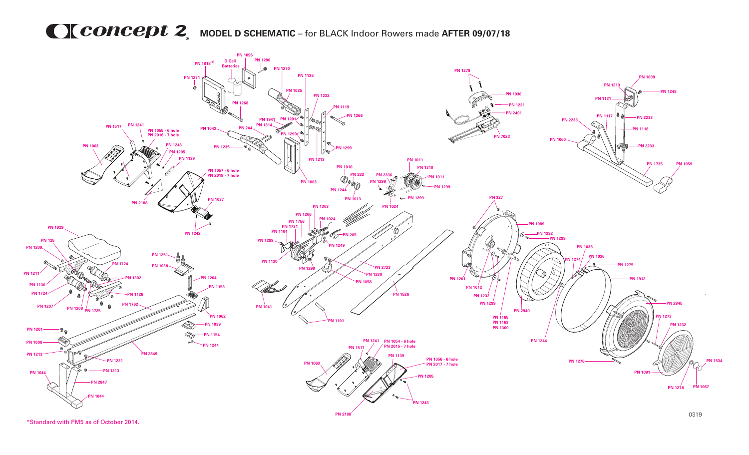# Concept 2 MODEL D SCHEMATIC – for BLACK Indoor Rowers made AFTER 09/07/18

PN 1096
D Cell Batteries
PN 1290
PN 1818*
PN 1270
PN 1271
PN 1135
PN 1025
PN 1232
PN 1268
PN 1119
PN 1266
PN 1941
PN 1201
PN 1314
PN 1042
PN 244
PN 1299
PN 1235
PN 1299
PN 1213
PN 1003
PN 1517
PN 1241
PN 1055 - 6 hole
PN 2016 - 7 hole
PN 1063
PN 1243
PN 1205
PN 1139
PN 1057 - 6 hole
PN 2018 - 7 hole
PN 2188
PN 1037
PN 1242
PN 1279
PN 1030
PN 1231
PN 2401
PN 7023
PN 1011
PN 1310
PN 1011
PN 1299
PN 1010
PN 232
PN 2336
PN 1299
PN 1244
PN 1013
PN 1299
PN 1024
PN 1303
PN 1206
PN 1024
PN 1756
PN 1731
PN 1104
PN 285
PN 1299
PN 1249
PN 1130
PN 1299
PN 2723
PN 1238
PN 1058
PN 1526
PN 1041
PN 1101
PN 1009
PN 1213
PN 1248
PN 1131
PN 1117
PN 2233
PN 2233
PN 1118
PN 1060
PN 2233
PN 1735
PN 1059
PN 327
PN 1089
PN 1232
PN 1299
PN 1035
PN 1274
PN 1036
PN 1275
PN 1201
PN 1012
PN 1232
PN 1299
PN 1912
PN 2940
PN 1165
PN 1163
PN 1300
PN 2845
PN 1273
PN 1232
PN 1244
PN 1276
PN 1534
PN 1091
PN 1278
PN 1067
PN 1929
PN 125
PN 1209
PN 1211
PN 1724
PN 1136
PN 1724
PN 1207
PN 1208
PN 1725
PN 1302
PN 1126
PN 1762
PN 1251
PN 1038
PN 1204
PN 1153
PN 1062
PN 1039
PN 1154
PN 1244
PN 1201
PN 1008
PN 1213
PN 2849
PN 1231
PN 1213
PN 1044
PN 2847
PN 1044
PN 1241
PN 1054 - 6 hole
PN 2015 - 7 hole
PN 1517
PN 1139
PN 1063
PN 1056 - 6 hole
PN 2017 - 7 hole
PN 1205
PN 1243
PN 2188

*Standard with PM5 as of October 2014.

0319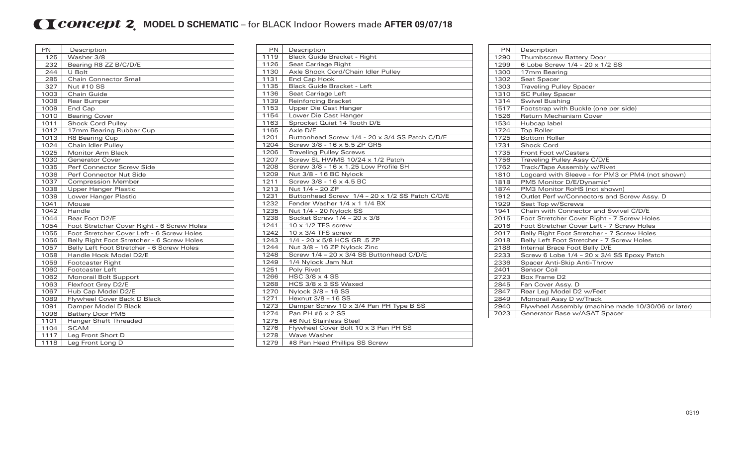# Concept2 MODEL D SCHEMATIC – for BLACK Indoor Rowers made **AFTER 09/07/18**

| PN | Description |
|---|---|
| 125 | Washer 3/8 |
| 232 | Bearing R8 ZZ B/C/D/E |
| 244 | U Bolt |
| 285 | Chain Connector Small |
| 327 | Nut #10 SS |
| 1003 | Chain Guide |
| 1008 | Rear Bumper |
| 1009 | End Cap |
| 1010 | Bearing Cover |
| 1011 | Shock Cord Pulley |
| 1012 | 17mm Bearing Rubber Cup |
| 1013 | R8 Bearing Cup |
| 1024 | Chain Idler Pulley |
| 1025 | Monitor Arm Black |
| 1030 | Generator Cover |
| 1035 | Perf Connector Screw Side |
| 1036 | Perf Connector Nut Side |
| 1037 | Compression Member |
| 1038 | Upper Hanger Plastic |
| 1039 | Lower Hanger Plastic |
| 1041 | Mouse |
| 1042 | Handle |
| 1044 | Rear Foot D2/E |
| 1054 | Foot Stretcher Cover Right - 6 Screw Holes |
| 1055 | Foot Stretcher Cover Left - 6 Screw Holes |
| 1056 | Belly Right Foot Stretcher - 6 Screw Holes |
| 1057 | Belly Left Foot Stretcher - 6 Screw Holes |
| 1058 | Handle Hook Model D2/E |
| 1059 | Footcaster Right |
| 1060 | Footcaster Left |
| 1062 | Monorail Bolt Support |
| 1063 | Flexfoot Grey D2/E |
| 1067 | Hub Cap Model D2/E |
| 1089 | Flywheel Cover Back D Black |
| 1091 | Damper Model D Black |
| 1096 | Battery Door PM5 |
| 1101 | Hanger Shaft Threaded |
| 1104 | SCAM |
| 1117 | Leg Front Short D |
| 1118 | Leg Front Long D |

| PN | Description |
|---|---|
| 1119 | Black Guide Bracket - Right |
| 1126 | Seat Carriage Right |
| 1130 | Axle Shock Cord/Chain Idler Pulley |
| 1131 | End Cap Hook |
| 1135 | Black Guide Bracket - Left |
| 1136 | Seat Carriage Left |
| 1139 | Reinforcing Bracket |
| 1153 | Upper Die Cast Hanger |
| 1154 | Lower Die Cast Hanger |
| 1163 | Sprocket Quiet 14 Tooth D/E |
| 1165 | Axle D/E |
| 1201 | Buttonhead Screw 1/4 - 20 x 3/4 SS Patch C/D/E |
| 1204 | Screw 3/8 - 16 x 5.5 ZP GR5 |
| 1206 | Traveling Pulley Screws |
| 1207 | Screw SL HWMS 10/24 x 1/2 Patch |
| 1208 | Screw 3/8 - 16 x 1.25 Low Profile SH |
| 1209 | Nut 3/8 - 16 BC Nylock |
| 1211 | Screw 3/8 - 16 x 4.5 BC |
| 1213 | Nut 1/4 – 20 ZP |
| 1231 | Buttonhead Screw 1/4 – 20 x 1/2 SS Patch C/D/E |
| 1232 | Fender Washer 1/4 x 1 1/4 BX |
| 1235 | Nut 1/4 - 20 Nylock SS |
| 1238 | Socket Screw 1/4 – 20 x 3/8 |
| 1241 | 10 x 1/2 TFS screw |
| 1242 | 10 x 3/4 TFS screw |
| 1243 | 1/4 - 20 x 5/8 HCS GR .5 ZP |
| 1244 | Nut 3/8 – 16 ZP Nylock Zinc |
| 1248 | Screw 1/4 – 20 x 3/4 SS Buttonhead C/D/E |
| 1249 | 1/4 Nylock Jam Nut |
| 1251 | Poly Rivet |
| 1266 | HSC 3/8 x 4 SS |
| 1268 | HCS 3/8 x 3 SS Waxed |
| 1270 | Nylock 3/8 – 16 SS |
| 1271 | Hexnut 3/8 – 16 SS |
| 1273 | Damper Screw 10 x 3/4 Pan PH Type B SS |
| 1274 | Pan PH #6 x 2 SS |
| 1275 | #6 Nut Stainless Steel |
| 1276 | Flywheel Cover Bolt 10 x 3 Pan PH SS |
| 1278 | Wave Washer |
| 1279 | #8 Pan Head Phillips SS Screw |

| PN | Description |
|---|---|
| 1290 | Thumbscrew Battery Door |
| 1299 | 6 Lobe Screw 1/4 - 20 x 1/2 SS |
| 1300 | 17mm Bearing |
| 1302 | Seat Spacer |
| 1303 | Traveling Pulley Spacer |
| 1310 | SC Pulley Spacer |
| 1314 | Swivel Bushing |
| 1517 | Footstrap with Buckle (one per side) |
| 1526 | Return Mechanism Cover |
| 1534 | Hubcap label |
| 1724 | Top Roller |
| 1725 | Bottom Roller |
| 1731 | Shock Cord |
| 1735 | Front Foot w/Casters |
| 1756 | Traveling Pulley Assy C/D/E |
| 1762 | Track/Tape Assembly w/Rivet |
| 1810 | Logcard with Sleeve - for PM3 or PM4 (not shown) |
| 1818 | PM5 Monitor D/E/Dynamic* |
| 1874 | PM3 Monitor RoHS (not shown) |
| 1912 | Outlet Perf w/Connectors and Screw Assy. D |
| 1929 | Seat Top w/Screws |
| 1941 | Chain with Connector and Swivel C/D/E |
| 2015 | Foot Stretcher Cover Right - 7 Screw Holes |
| 2016 | Foot Stretcher Cover Left - 7 Screw Holes |
| 2017 | Belly Right Foot Stretcher - 7 Screw Holes |
| 2018 | Belly Left Foot Stretcher - 7 Screw Holes |
| 2188 | Internal Brace Foot Belly D/E |
| 2233 | Screw 6 Lobe 1/4 – 20 x 3/4 SS Epoxy Patch |
| 2336 | Spacer Anti-Skip Anti-Throw |
| 2401 | Sensor Coil |
| 2723 | Box Frame D2 |
| 2845 | Fan Cover Assy. D |
| 2847 | Rear Leg Model D2 w/Feet |
| 2849 | Monorail Assy D w/Track |
| 2940 | Flywheel Assembly (machine made 10/30/06 or later) |
| 7023 | Generator Base w/ASAT Spacer |

0319